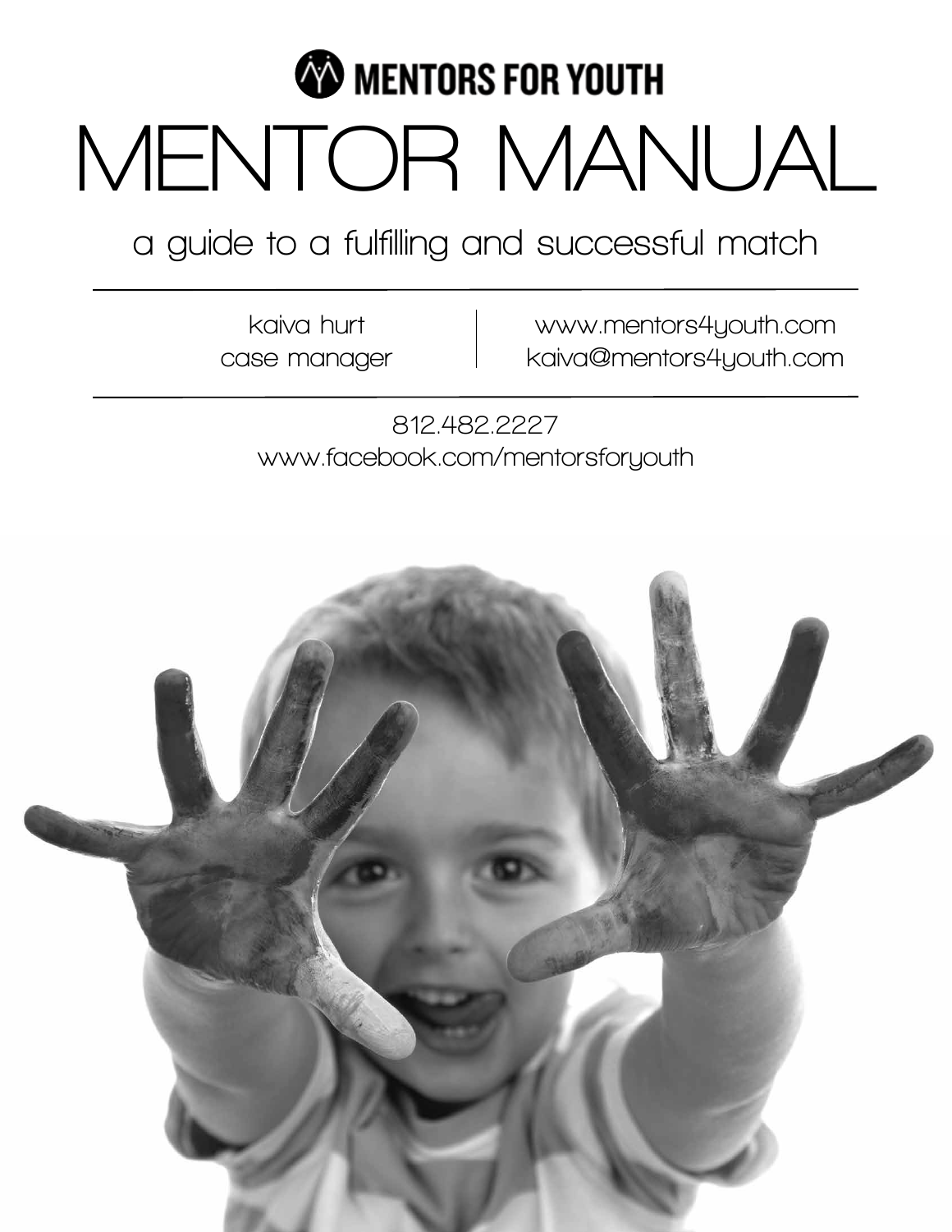MENTORS FOR YOUTH

# MENTOR MANUAL

## a guide to a fulfilling and successful match

kaiva hurt
case manager

www.mentors4youth.com
kaiva@mentors4youth.com

812.482.2227
www.facebook.com/mentorsforyouth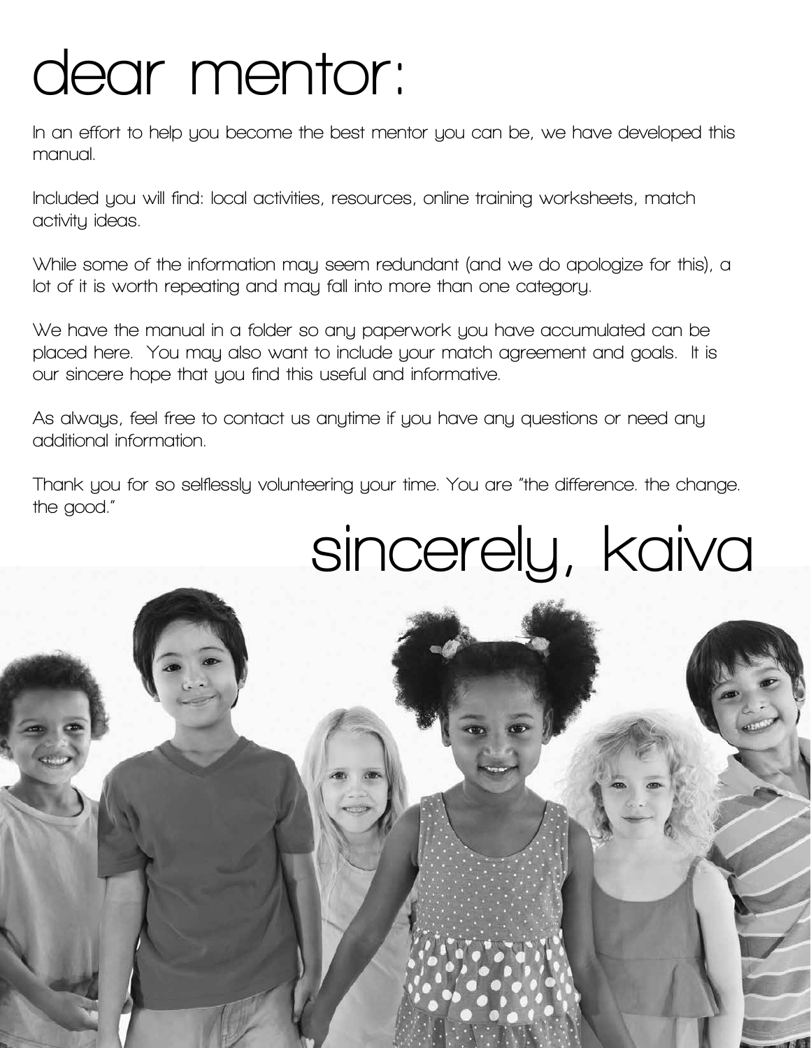# dear mentor:

In an effort to help you become the best mentor you can be, we have developed this manual.

Included you will find: local activities, resources, online training worksheets, match activity ideas.

While some of the information may seem redundant (and we do apologize for this), a lot of it is worth repeating and may fall into more than one category.

We have the manual in a folder so any paperwork you have accumulated can be placed here. You may also want to include your match agreement and goals. It is our sincere hope that you find this useful and informative.

As always, feel free to contact us anytime if you have any questions or need any additional information.

Thank you for so selflessly volunteering your time. You are "the difference. the change. the good."

## sincerely, kaiva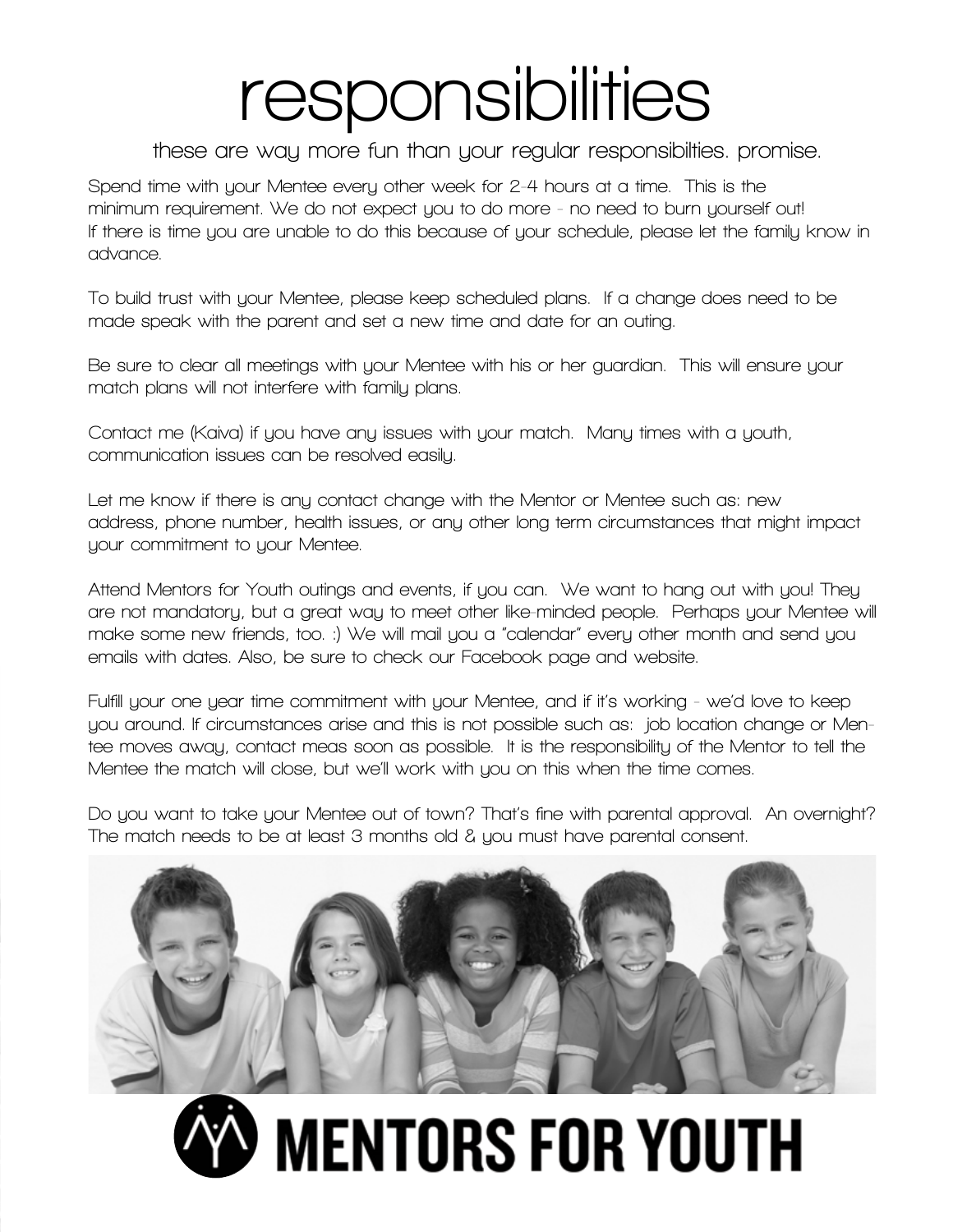# responsibilities

these are way more fun than your regular responsibilties. promise.

Spend time with your Mentee every other week for 2-4 hours at a time. This is the minimum requirement. We do not expect you to do more - no need to burn yourself out! If there is time you are unable to do this because of your schedule, please let the family know in advance.

To build trust with your Mentee, please keep scheduled plans. If a change does need to be made speak with the parent and set a new time and date for an outing.

Be sure to clear all meetings with your Mentee with his or her guardian. This will ensure your match plans will not interfere with family plans.

Contact me (Kaiva) if you have any issues with your match. Many times with a youth, communication issues can be resolved easily.

Let me know if there is any contact change with the Mentor or Mentee such as: new address, phone number, health issues, or any other long term circumstances that might impact your commitment to your Mentee.

Attend Mentors for Youth outings and events, if you can. We want to hang out with you! They are not mandatory, but a great way to meet other like-minded people. Perhaps your Mentee will make some new friends, too. :) We will mail you a "calendar" every other month and send you emails with dates. Also, be sure to check our Facebook page and website.

Fulfill your one year time commitment with your Mentee, and if it's working - we'd love to keep you around. If circumstances arise and this is not possible such as: job location change or Mentee moves away, contact meas soon as possible. It is the responsibility of the Mentor to tell the Mentee the match will close, but we'll work with you on this when the time comes.

Do you want to take your Mentee out of town? That's fine with parental approval. An overnight? The match needs to be at least 3 months old & you must have parental consent.

MENTORS FOR YOUTH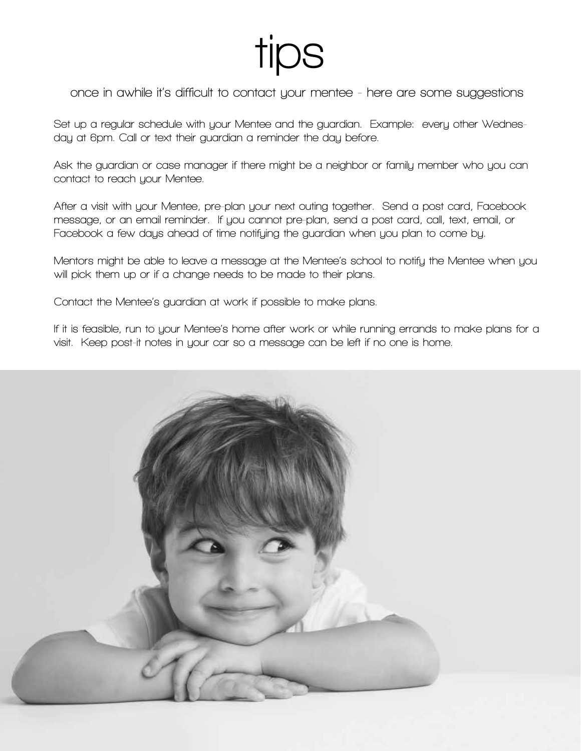# tips

once in awhile it's difficult to contact your mentee - here are some suggestions

Set up a regular schedule with your Mentee and the guardian. Example: every other Wednesday at 6pm. Call or text their guardian a reminder the day before.

Ask the guardian or case manager if there might be a neighbor or family member who you can contact to reach your Mentee.

After a visit with your Mentee, pre-plan your next outing together. Send a post card, Facebook message, or an email reminder. If you cannot pre-plan, send a post card, call, text, email, or Facebook a few days ahead of time notifying the guardian when you plan to come by.

Mentors might be able to leave a message at the Mentee's school to notify the Mentee when you will pick them up or if a change needs to be made to their plans.

Contact the Mentee's guardian at work if possible to make plans.

If it is feasible, run to your Mentee's home after work or while running errands to make plans for a visit. Keep post-it notes in your car so a message can be left if no one is home.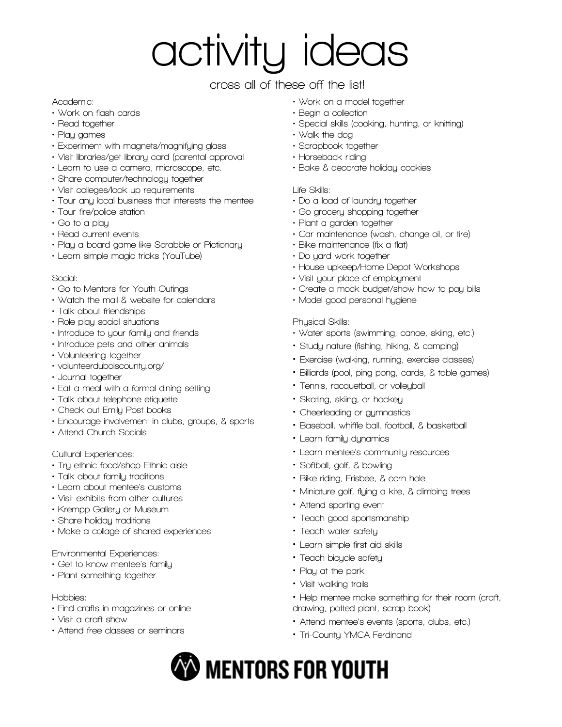# activity ideas

cross all of these off the list!

Academic:
- Work on flash cards
- Read together
- Play games
- Experiment with magnets/magnifying glass
- Visit libraries/get library card (parental approval
- Learn to use a camera, microscope, etc.
- Share computer/technology together
- Visit colleges/look up requirements
- Tour any local business that interests the mentee
- Tour fire/police station
- Go to a play
- Read current events
- Play a board game like Scrabble or Pictionary
- Learn simple magic tricks (YouTube)

Social:
- Go to Mentors for Youth Outings
- Watch the mail & website for calendars
- Talk about friendships
- Role play social situations
- Introduce to your family and friends
- Introduce pets and other animals
- Volunteering together
- volunteerduboiscounty.org/
- Journal together
- Eat a meal with a formal dining setting
- Talk about telephone etiquette
- Check out Emily Post books
- Encourage involvement in clubs, groups, & sports
- Attend Church Socials

Cultural Experiences:
- Try ethnic food/shop Ethnic aisle
- Talk about family traditions
- Learn about mentee's customs
- Visit exhibits from other cultures
- Krempp Gallery or Museum
- Share holiday traditions
- Make a collage of shared experiences

Environmental Experiences:
- Get to know mentee's family
- Plant something together

Hobbies:
- Find crafts in magazines or online
- Visit a craft show
- Attend free classes or seminars
- Work on a model together
- Begin a collection
- Special skills (cooking, hunting, or knitting)
- Walk the dog
- Scrapbook together
- Horseback riding
- Bake & decorate holiday cookies

Life Skills:
- Do a load of laundry together
- Go grocery shopping together
- Plant a garden together
- Car maintenance (wash, change oil, or tire)
- Bike maintenance (fix a flat)
- Do yard work together
- House upkeep/Home Depot Workshops
- Visit your place of employment
- Create a mock budget/show how to pay bills
- Model good personal hygiene

Physical Skills:
- Water sports (swimming, canoe, skiing, etc.)
- Study nature (fishing, hiking, & camping)
- Exercise (walking, running, exercise classes)
- Billiards (pool, ping pong, cards, & table games)
- Tennis, racquetball, or volleyball
- Skating, skiing, or hockey
- Cheerleading or gymnastics
- Baseball, whiffle ball, football, & basketball
- Learn family dynamics
- Learn mentee's community resources
- Softball, golf, & bowling
- Bike riding, Frisbee, & corn hole
- Miniature golf, flying a kite, & climbing trees
- Attend sporting event
- Teach good sportsmanship
- Teach water safety
- Learn simple first aid skills
- Teach bicycle safety
- Play at the park
- Visit walking trails
- Help mentee make something for their room (craft, drawing, potted plant, scrap book)
- Attend mentee's events (sports, clubs, etc.)
- Tri-County YMCA Ferdinand

MENTORS FOR YOUTH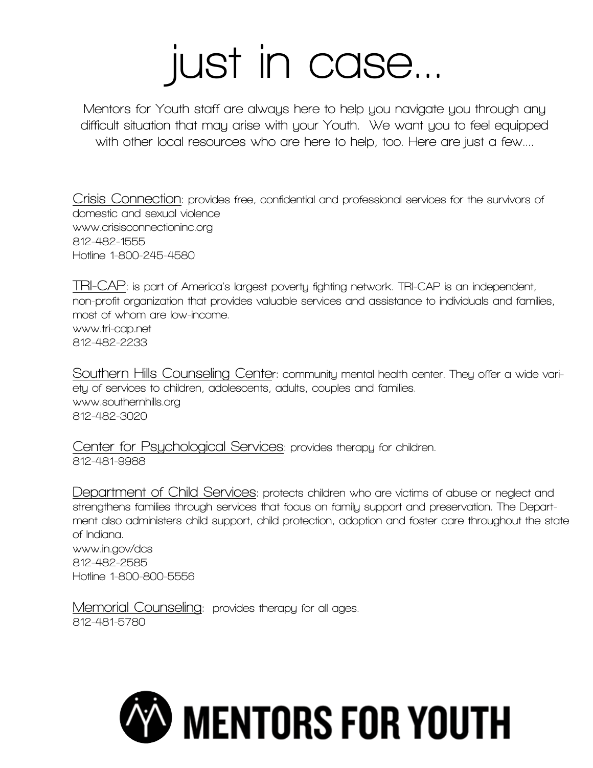# just in case...

Mentors for Youth staff are always here to help you navigate you through any difficult situation that may arise with your Youth. We want you to feel equipped with other local resources who are here to help, too. Here are just a few....

<u>Crisis Connection</u>: provides free, confidential and professional services for the survivors of domestic and sexual violence
www.crisisconnectioninc.org
812-482-1555
Hotline 1-800-245-4580

<u>TRI-CAP</u>: is part of America's largest poverty fighting network. TRI-CAP is an independent, non-profit organization that provides valuable services and assistance to individuals and families, most of whom are low-income.
www.tri-cap.net
812-482-2233

<u>Southern Hills Counseling Cente</u>r: community mental health center. They offer a wide variety of services to children, adolescents, adults, couples and families.
www.southernhills.org
812-482-3020

<u>Center for Psychological Services</u>: provides therapy for children.
812-481-9988

<u>Department of Child Services</u>: protects children who are victims of abuse or neglect and strengthens families through services that focus on family support and preservation. The Department also administers child support, child protection, adoption and foster care throughout the state of Indiana.
www.in.gov/dcs
812-482-2585
Hotline 1-800-800-5556

<u>Memorial Counseling</u>: provides therapy for all ages.
812-481-5780

**MENTORS FOR YOUTH**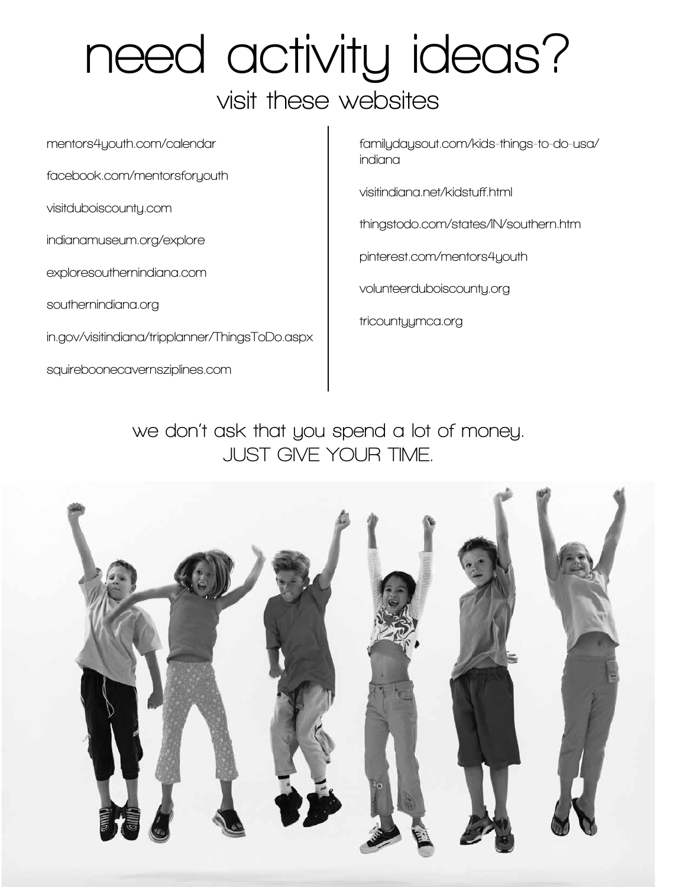# need activity ideas?

## visit these websites

mentors4youth.com/calendar

facebook.com/mentorsforyouth

visitduboiscounty.com

indianamuseum.org/explore

exploresouthernindiana.com

southernindiana.org

in.gov/visitindiana/tripplanner/ThingsToDo.aspx

squireboonecavernsziplines.com

familydaysout.com/kids-things-to-do-usa/indiana

visitindiana.net/kidstuff.html

thingstodo.com/states/IN/southern.htm

pinterest.com/mentors4youth

volunteerduboiscounty.org

tricountyymca.org

we don't ask that you spend a lot of money.
JUST GIVE YOUR TIME.